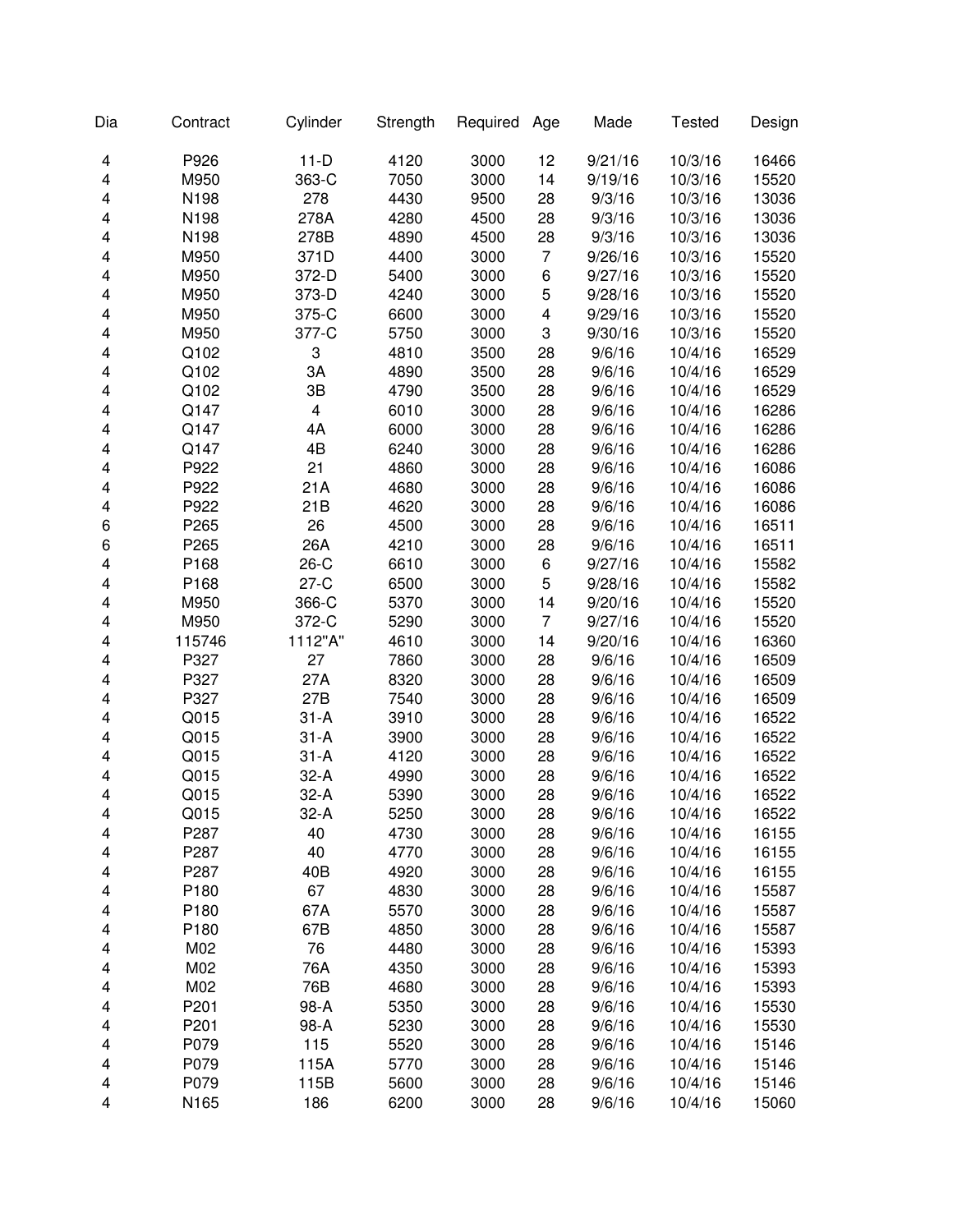| Dia | Contract | Cylinder | Strength | Required | Age | Made | Tested | Design |
|---|---|---|---|---|---|---|---|---|
| 4 | P926 | 11-D | 4120 | 3000 | 12 | 9/21/16 | 10/3/16 | 16466 |
| 4 | M950 | 363-C | 7050 | 3000 | 14 | 9/19/16 | 10/3/16 | 15520 |
| 4 | N198 | 278 | 4430 | 9500 | 28 | 9/3/16 | 10/3/16 | 13036 |
| 4 | N198 | 278A | 4280 | 4500 | 28 | 9/3/16 | 10/3/16 | 13036 |
| 4 | N198 | 278B | 4890 | 4500 | 28 | 9/3/16 | 10/3/16 | 13036 |
| 4 | M950 | 371D | 4400 | 3000 | 7 | 9/26/16 | 10/3/16 | 15520 |
| 4 | M950 | 372-D | 5400 | 3000 | 6 | 9/27/16 | 10/3/16 | 15520 |
| 4 | M950 | 373-D | 4240 | 3000 | 5 | 9/28/16 | 10/3/16 | 15520 |
| 4 | M950 | 375-C | 6600 | 3000 | 4 | 9/29/16 | 10/3/16 | 15520 |
| 4 | M950 | 377-C | 5750 | 3000 | 3 | 9/30/16 | 10/3/16 | 15520 |
| 4 | Q102 | 3 | 4810 | 3500 | 28 | 9/6/16 | 10/4/16 | 16529 |
| 4 | Q102 | 3A | 4890 | 3500 | 28 | 9/6/16 | 10/4/16 | 16529 |
| 4 | Q102 | 3B | 4790 | 3500 | 28 | 9/6/16 | 10/4/16 | 16529 |
| 4 | Q147 | 4 | 6010 | 3000 | 28 | 9/6/16 | 10/4/16 | 16286 |
| 4 | Q147 | 4A | 6000 | 3000 | 28 | 9/6/16 | 10/4/16 | 16286 |
| 4 | Q147 | 4B | 6240 | 3000 | 28 | 9/6/16 | 10/4/16 | 16286 |
| 4 | P922 | 21 | 4860 | 3000 | 28 | 9/6/16 | 10/4/16 | 16086 |
| 4 | P922 | 21A | 4680 | 3000 | 28 | 9/6/16 | 10/4/16 | 16086 |
| 4 | P922 | 21B | 4620 | 3000 | 28 | 9/6/16 | 10/4/16 | 16086 |
| 6 | P265 | 26 | 4500 | 3000 | 28 | 9/6/16 | 10/4/16 | 16511 |
| 6 | P265 | 26A | 4210 | 3000 | 28 | 9/6/16 | 10/4/16 | 16511 |
| 4 | P168 | 26-C | 6610 | 3000 | 6 | 9/27/16 | 10/4/16 | 15582 |
| 4 | P168 | 27-C | 6500 | 3000 | 5 | 9/28/16 | 10/4/16 | 15582 |
| 4 | M950 | 366-C | 5370 | 3000 | 14 | 9/20/16 | 10/4/16 | 15520 |
| 4 | M950 | 372-C | 5290 | 3000 | 7 | 9/27/16 | 10/4/16 | 15520 |
| 4 | 115746 | 1112"A" | 4610 | 3000 | 14 | 9/20/16 | 10/4/16 | 16360 |
| 4 | P327 | 27 | 7860 | 3000 | 28 | 9/6/16 | 10/4/16 | 16509 |
| 4 | P327 | 27A | 8320 | 3000 | 28 | 9/6/16 | 10/4/16 | 16509 |
| 4 | P327 | 27B | 7540 | 3000 | 28 | 9/6/16 | 10/4/16 | 16509 |
| 4 | Q015 | 31-A | 3910 | 3000 | 28 | 9/6/16 | 10/4/16 | 16522 |
| 4 | Q015 | 31-A | 3900 | 3000 | 28 | 9/6/16 | 10/4/16 | 16522 |
| 4 | Q015 | 31-A | 4120 | 3000 | 28 | 9/6/16 | 10/4/16 | 16522 |
| 4 | Q015 | 32-A | 4990 | 3000 | 28 | 9/6/16 | 10/4/16 | 16522 |
| 4 | Q015 | 32-A | 5390 | 3000 | 28 | 9/6/16 | 10/4/16 | 16522 |
| 4 | Q015 | 32-A | 5250 | 3000 | 28 | 9/6/16 | 10/4/16 | 16522 |
| 4 | P287 | 40 | 4730 | 3000 | 28 | 9/6/16 | 10/4/16 | 16155 |
| 4 | P287 | 40 | 4770 | 3000 | 28 | 9/6/16 | 10/4/16 | 16155 |
| 4 | P287 | 40B | 4920 | 3000 | 28 | 9/6/16 | 10/4/16 | 16155 |
| 4 | P180 | 67 | 4830 | 3000 | 28 | 9/6/16 | 10/4/16 | 15587 |
| 4 | P180 | 67A | 5570 | 3000 | 28 | 9/6/16 | 10/4/16 | 15587 |
| 4 | P180 | 67B | 4850 | 3000 | 28 | 9/6/16 | 10/4/16 | 15587 |
| 4 | M02 | 76 | 4480 | 3000 | 28 | 9/6/16 | 10/4/16 | 15393 |
| 4 | M02 | 76A | 4350 | 3000 | 28 | 9/6/16 | 10/4/16 | 15393 |
| 4 | M02 | 76B | 4680 | 3000 | 28 | 9/6/16 | 10/4/16 | 15393 |
| 4 | P201 | 98-A | 5350 | 3000 | 28 | 9/6/16 | 10/4/16 | 15530 |
| 4 | P201 | 98-A | 5230 | 3000 | 28 | 9/6/16 | 10/4/16 | 15530 |
| 4 | P079 | 115 | 5520 | 3000 | 28 | 9/6/16 | 10/4/16 | 15146 |
| 4 | P079 | 115A | 5770 | 3000 | 28 | 9/6/16 | 10/4/16 | 15146 |
| 4 | P079 | 115B | 5600 | 3000 | 28 | 9/6/16 | 10/4/16 | 15146 |
| 4 | N165 | 186 | 6200 | 3000 | 28 | 9/6/16 | 10/4/16 | 15060 |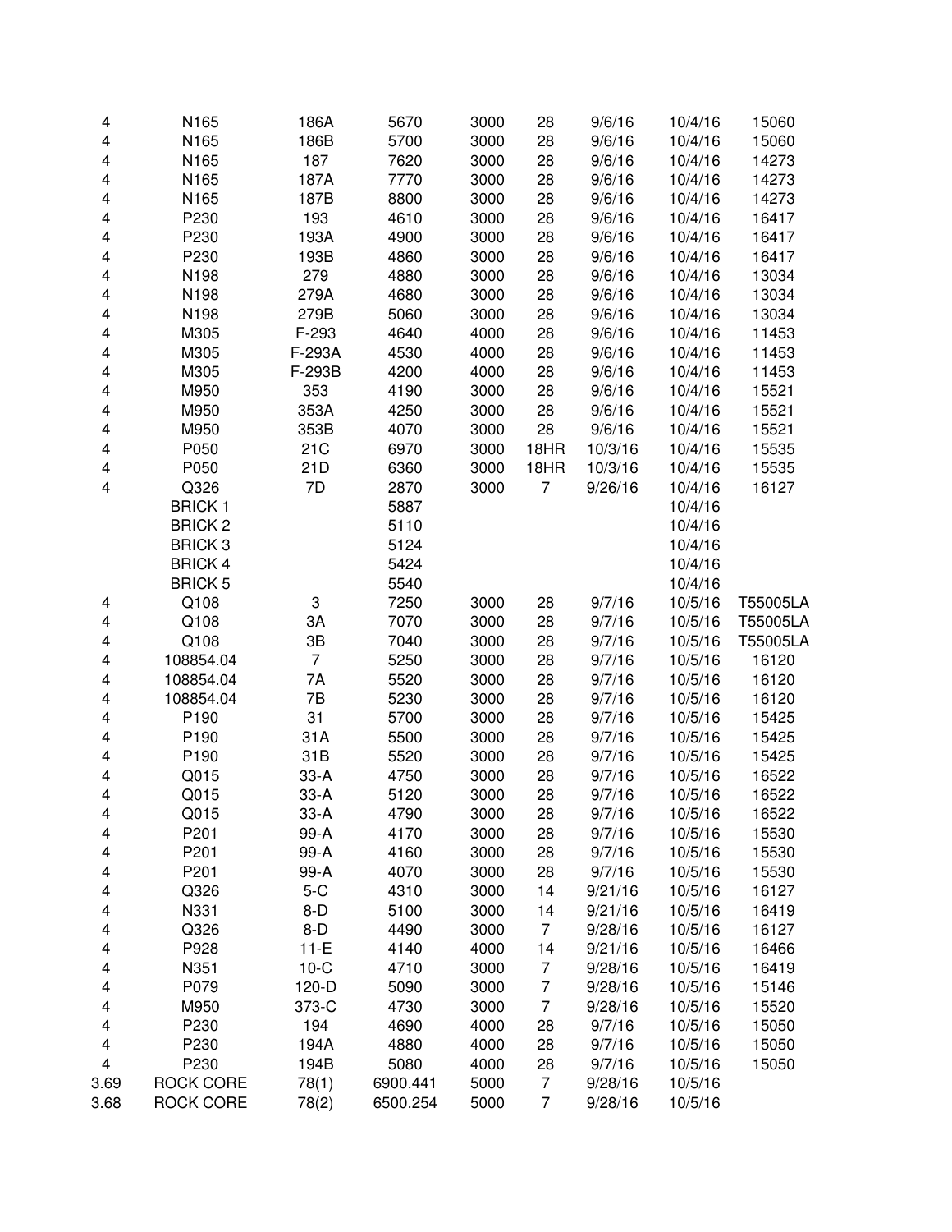| | | | | | | | | |
|---|---|---|---|---|---|---|---|---|
| 4 | N165 | 186A | 5670 | 3000 | 28 | 9/6/16 | 10/4/16 | 15060 |
| 4 | N165 | 186B | 5700 | 3000 | 28 | 9/6/16 | 10/4/16 | 15060 |
| 4 | N165 | 187 | 7620 | 3000 | 28 | 9/6/16 | 10/4/16 | 14273 |
| 4 | N165 | 187A | 7770 | 3000 | 28 | 9/6/16 | 10/4/16 | 14273 |
| 4 | N165 | 187B | 8800 | 3000 | 28 | 9/6/16 | 10/4/16 | 14273 |
| 4 | P230 | 193 | 4610 | 3000 | 28 | 9/6/16 | 10/4/16 | 16417 |
| 4 | P230 | 193A | 4900 | 3000 | 28 | 9/6/16 | 10/4/16 | 16417 |
| 4 | P230 | 193B | 4860 | 3000 | 28 | 9/6/16 | 10/4/16 | 16417 |
| 4 | N198 | 279 | 4880 | 3000 | 28 | 9/6/16 | 10/4/16 | 13034 |
| 4 | N198 | 279A | 4680 | 3000 | 28 | 9/6/16 | 10/4/16 | 13034 |
| 4 | N198 | 279B | 5060 | 3000 | 28 | 9/6/16 | 10/4/16 | 13034 |
| 4 | M305 | F-293 | 4640 | 4000 | 28 | 9/6/16 | 10/4/16 | 11453 |
| 4 | M305 | F-293A | 4530 | 4000 | 28 | 9/6/16 | 10/4/16 | 11453 |
| 4 | M305 | F-293B | 4200 | 4000 | 28 | 9/6/16 | 10/4/16 | 11453 |
| 4 | M950 | 353 | 4190 | 3000 | 28 | 9/6/16 | 10/4/16 | 15521 |
| 4 | M950 | 353A | 4250 | 3000 | 28 | 9/6/16 | 10/4/16 | 15521 |
| 4 | M950 | 353B | 4070 | 3000 | 28 | 9/6/16 | 10/4/16 | 15521 |
| 4 | P050 | 21C | 6970 | 3000 | 18HR | 10/3/16 | 10/4/16 | 15535 |
| 4 | P050 | 21D | 6360 | 3000 | 18HR | 10/3/16 | 10/4/16 | 15535 |
| 4 | Q326 | 7D | 2870 | 3000 | 7 | 9/26/16 | 10/4/16 | 16127 |
| | BRICK 1 | | 5887 | | | | 10/4/16 | |
| | BRICK 2 | | 5110 | | | | 10/4/16 | |
| | BRICK 3 | | 5124 | | | | 10/4/16 | |
| | BRICK 4 | | 5424 | | | | 10/4/16 | |
| | BRICK 5 | | 5540 | | | | 10/4/16 | |
| 4 | Q108 | 3 | 7250 | 3000 | 28 | 9/7/16 | 10/5/16 | T55005LA |
| 4 | Q108 | 3A | 7070 | 3000 | 28 | 9/7/16 | 10/5/16 | T55005LA |
| 4 | Q108 | 3B | 7040 | 3000 | 28 | 9/7/16 | 10/5/16 | T55005LA |
| 4 | 108854.04 | 7 | 5250 | 3000 | 28 | 9/7/16 | 10/5/16 | 16120 |
| 4 | 108854.04 | 7A | 5520 | 3000 | 28 | 9/7/16 | 10/5/16 | 16120 |
| 4 | 108854.04 | 7B | 5230 | 3000 | 28 | 9/7/16 | 10/5/16 | 16120 |
| 4 | P190 | 31 | 5700 | 3000 | 28 | 9/7/16 | 10/5/16 | 15425 |
| 4 | P190 | 31A | 5500 | 3000 | 28 | 9/7/16 | 10/5/16 | 15425 |
| 4 | P190 | 31B | 5520 | 3000 | 28 | 9/7/16 | 10/5/16 | 15425 |
| 4 | Q015 | 33-A | 4750 | 3000 | 28 | 9/7/16 | 10/5/16 | 16522 |
| 4 | Q015 | 33-A | 5120 | 3000 | 28 | 9/7/16 | 10/5/16 | 16522 |
| 4 | Q015 | 33-A | 4790 | 3000 | 28 | 9/7/16 | 10/5/16 | 16522 |
| 4 | P201 | 99-A | 4170 | 3000 | 28 | 9/7/16 | 10/5/16 | 15530 |
| 4 | P201 | 99-A | 4160 | 3000 | 28 | 9/7/16 | 10/5/16 | 15530 |
| 4 | P201 | 99-A | 4070 | 3000 | 28 | 9/7/16 | 10/5/16 | 15530 |
| 4 | Q326 | 5-C | 4310 | 3000 | 14 | 9/21/16 | 10/5/16 | 16127 |
| 4 | N331 | 8-D | 5100 | 3000 | 14 | 9/21/16 | 10/5/16 | 16419 |
| 4 | Q326 | 8-D | 4490 | 3000 | 7 | 9/28/16 | 10/5/16 | 16127 |
| 4 | P928 | 11-E | 4140 | 4000 | 14 | 9/21/16 | 10/5/16 | 16466 |
| 4 | N351 | 10-C | 4710 | 3000 | 7 | 9/28/16 | 10/5/16 | 16419 |
| 4 | P079 | 120-D | 5090 | 3000 | 7 | 9/28/16 | 10/5/16 | 15146 |
| 4 | M950 | 373-C | 4730 | 3000 | 7 | 9/28/16 | 10/5/16 | 15520 |
| 4 | P230 | 194 | 4690 | 4000 | 28 | 9/7/16 | 10/5/16 | 15050 |
| 4 | P230 | 194A | 4880 | 4000 | 28 | 9/7/16 | 10/5/16 | 15050 |
| 4 | P230 | 194B | 5080 | 4000 | 28 | 9/7/16 | 10/5/16 | 15050 |
| 3.69 | ROCK CORE | 78(1) | 6900.441 | 5000 | 7 | 9/28/16 | 10/5/16 | |
| 3.68 | ROCK CORE | 78(2) | 6500.254 | 5000 | 7 | 9/28/16 | 10/5/16 | |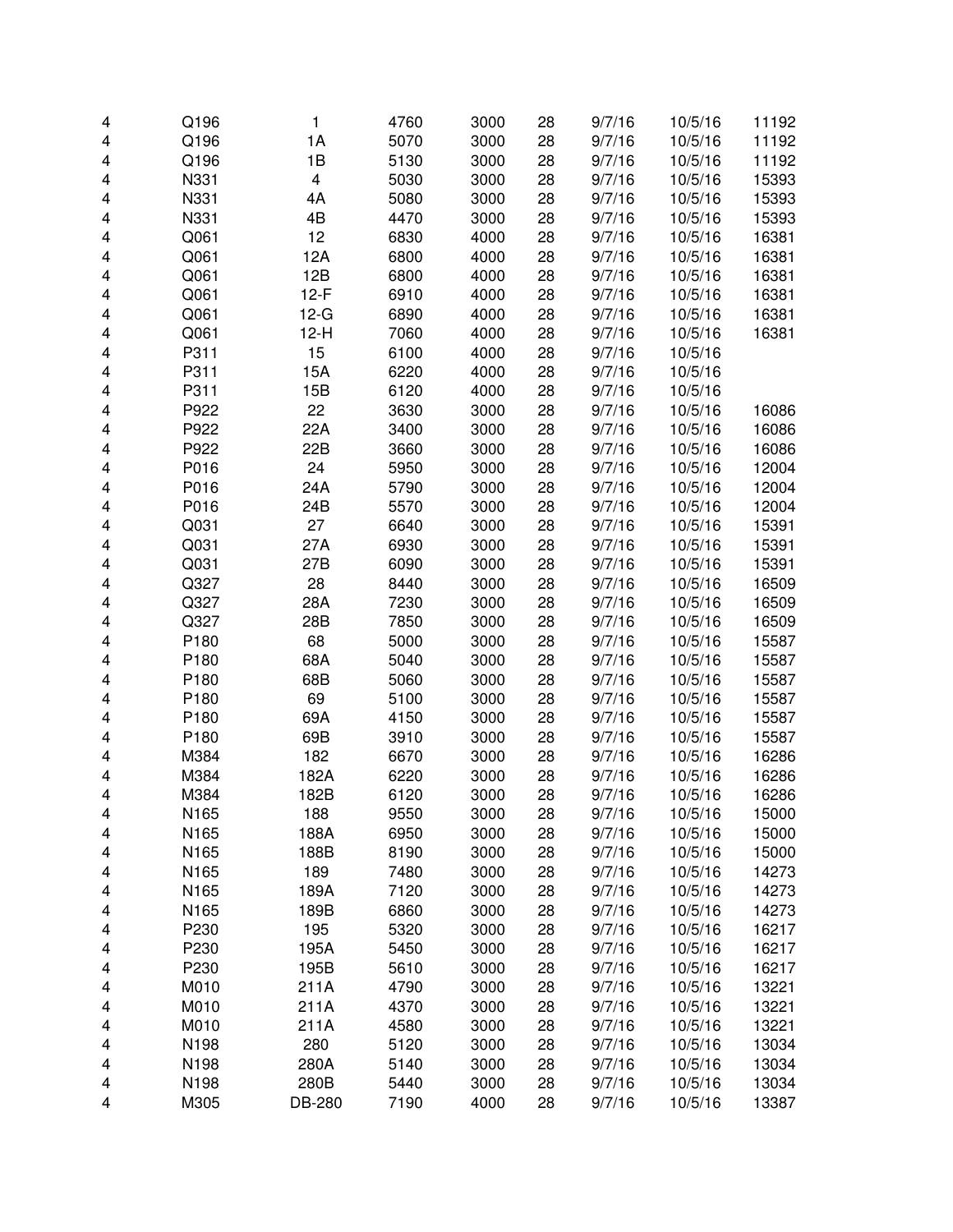| | | | | | | | | |
|---|---|---|---|---|---|---|---|---|
| 4 | Q196 | 1 | 4760 | 3000 | 28 | 9/7/16 | 10/5/16 | 11192 |
| 4 | Q196 | 1A | 5070 | 3000 | 28 | 9/7/16 | 10/5/16 | 11192 |
| 4 | Q196 | 1B | 5130 | 3000 | 28 | 9/7/16 | 10/5/16 | 11192 |
| 4 | N331 | 4 | 5030 | 3000 | 28 | 9/7/16 | 10/5/16 | 15393 |
| 4 | N331 | 4A | 5080 | 3000 | 28 | 9/7/16 | 10/5/16 | 15393 |
| 4 | N331 | 4B | 4470 | 3000 | 28 | 9/7/16 | 10/5/16 | 15393 |
| 4 | Q061 | 12 | 6830 | 4000 | 28 | 9/7/16 | 10/5/16 | 16381 |
| 4 | Q061 | 12A | 6800 | 4000 | 28 | 9/7/16 | 10/5/16 | 16381 |
| 4 | Q061 | 12B | 6800 | 4000 | 28 | 9/7/16 | 10/5/16 | 16381 |
| 4 | Q061 | 12-F | 6910 | 4000 | 28 | 9/7/16 | 10/5/16 | 16381 |
| 4 | Q061 | 12-G | 6890 | 4000 | 28 | 9/7/16 | 10/5/16 | 16381 |
| 4 | Q061 | 12-H | 7060 | 4000 | 28 | 9/7/16 | 10/5/16 | 16381 |
| 4 | P311 | 15 | 6100 | 4000 | 28 | 9/7/16 | 10/5/16 | |
| 4 | P311 | 15A | 6220 | 4000 | 28 | 9/7/16 | 10/5/16 | |
| 4 | P311 | 15B | 6120 | 4000 | 28 | 9/7/16 | 10/5/16 | |
| 4 | P922 | 22 | 3630 | 3000 | 28 | 9/7/16 | 10/5/16 | 16086 |
| 4 | P922 | 22A | 3400 | 3000 | 28 | 9/7/16 | 10/5/16 | 16086 |
| 4 | P922 | 22B | 3660 | 3000 | 28 | 9/7/16 | 10/5/16 | 16086 |
| 4 | P016 | 24 | 5950 | 3000 | 28 | 9/7/16 | 10/5/16 | 12004 |
| 4 | P016 | 24A | 5790 | 3000 | 28 | 9/7/16 | 10/5/16 | 12004 |
| 4 | P016 | 24B | 5570 | 3000 | 28 | 9/7/16 | 10/5/16 | 12004 |
| 4 | Q031 | 27 | 6640 | 3000 | 28 | 9/7/16 | 10/5/16 | 15391 |
| 4 | Q031 | 27A | 6930 | 3000 | 28 | 9/7/16 | 10/5/16 | 15391 |
| 4 | Q031 | 27B | 6090 | 3000 | 28 | 9/7/16 | 10/5/16 | 15391 |
| 4 | Q327 | 28 | 8440 | 3000 | 28 | 9/7/16 | 10/5/16 | 16509 |
| 4 | Q327 | 28A | 7230 | 3000 | 28 | 9/7/16 | 10/5/16 | 16509 |
| 4 | Q327 | 28B | 7850 | 3000 | 28 | 9/7/16 | 10/5/16 | 16509 |
| 4 | P180 | 68 | 5000 | 3000 | 28 | 9/7/16 | 10/5/16 | 15587 |
| 4 | P180 | 68A | 5040 | 3000 | 28 | 9/7/16 | 10/5/16 | 15587 |
| 4 | P180 | 68B | 5060 | 3000 | 28 | 9/7/16 | 10/5/16 | 15587 |
| 4 | P180 | 69 | 5100 | 3000 | 28 | 9/7/16 | 10/5/16 | 15587 |
| 4 | P180 | 69A | 4150 | 3000 | 28 | 9/7/16 | 10/5/16 | 15587 |
| 4 | P180 | 69B | 3910 | 3000 | 28 | 9/7/16 | 10/5/16 | 15587 |
| 4 | M384 | 182 | 6670 | 3000 | 28 | 9/7/16 | 10/5/16 | 16286 |
| 4 | M384 | 182A | 6220 | 3000 | 28 | 9/7/16 | 10/5/16 | 16286 |
| 4 | M384 | 182B | 6120 | 3000 | 28 | 9/7/16 | 10/5/16 | 16286 |
| 4 | N165 | 188 | 9550 | 3000 | 28 | 9/7/16 | 10/5/16 | 15000 |
| 4 | N165 | 188A | 6950 | 3000 | 28 | 9/7/16 | 10/5/16 | 15000 |
| 4 | N165 | 188B | 8190 | 3000 | 28 | 9/7/16 | 10/5/16 | 15000 |
| 4 | N165 | 189 | 7480 | 3000 | 28 | 9/7/16 | 10/5/16 | 14273 |
| 4 | N165 | 189A | 7120 | 3000 | 28 | 9/7/16 | 10/5/16 | 14273 |
| 4 | N165 | 189B | 6860 | 3000 | 28 | 9/7/16 | 10/5/16 | 14273 |
| 4 | P230 | 195 | 5320 | 3000 | 28 | 9/7/16 | 10/5/16 | 16217 |
| 4 | P230 | 195A | 5450 | 3000 | 28 | 9/7/16 | 10/5/16 | 16217 |
| 4 | P230 | 195B | 5610 | 3000 | 28 | 9/7/16 | 10/5/16 | 16217 |
| 4 | M010 | 211A | 4790 | 3000 | 28 | 9/7/16 | 10/5/16 | 13221 |
| 4 | M010 | 211A | 4370 | 3000 | 28 | 9/7/16 | 10/5/16 | 13221 |
| 4 | M010 | 211A | 4580 | 3000 | 28 | 9/7/16 | 10/5/16 | 13221 |
| 4 | N198 | 280 | 5120 | 3000 | 28 | 9/7/16 | 10/5/16 | 13034 |
| 4 | N198 | 280A | 5140 | 3000 | 28 | 9/7/16 | 10/5/16 | 13034 |
| 4 | N198 | 280B | 5440 | 3000 | 28 | 9/7/16 | 10/5/16 | 13034 |
| 4 | M305 | DB-280 | 7190 | 4000 | 28 | 9/7/16 | 10/5/16 | 13387 |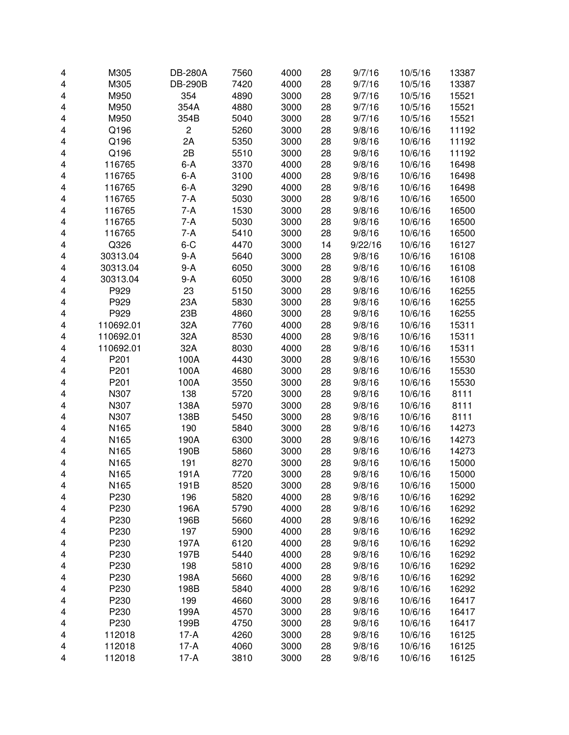| | | | | | | | | |
|---|---|---|---|---|---|---|---|---|
| 4 | M305 | DB-280A | 7560 | 4000 | 28 | 9/7/16 | 10/5/16 | 13387 |
| 4 | M305 | DB-290B | 7420 | 4000 | 28 | 9/7/16 | 10/5/16 | 13387 |
| 4 | M950 | 354 | 4890 | 3000 | 28 | 9/7/16 | 10/5/16 | 15521 |
| 4 | M950 | 354A | 4880 | 3000 | 28 | 9/7/16 | 10/5/16 | 15521 |
| 4 | M950 | 354B | 5040 | 3000 | 28 | 9/7/16 | 10/5/16 | 15521 |
| 4 | Q196 | 2 | 5260 | 3000 | 28 | 9/8/16 | 10/6/16 | 11192 |
| 4 | Q196 | 2A | 5350 | 3000 | 28 | 9/8/16 | 10/6/16 | 11192 |
| 4 | Q196 | 2B | 5510 | 3000 | 28 | 9/8/16 | 10/6/16 | 11192 |
| 4 | 116765 | 6-A | 3370 | 4000 | 28 | 9/8/16 | 10/6/16 | 16498 |
| 4 | 116765 | 6-A | 3100 | 4000 | 28 | 9/8/16 | 10/6/16 | 16498 |
| 4 | 116765 | 6-A | 3290 | 4000 | 28 | 9/8/16 | 10/6/16 | 16498 |
| 4 | 116765 | 7-A | 5030 | 3000 | 28 | 9/8/16 | 10/6/16 | 16500 |
| 4 | 116765 | 7-A | 1530 | 3000 | 28 | 9/8/16 | 10/6/16 | 16500 |
| 4 | 116765 | 7-A | 5030 | 3000 | 28 | 9/8/16 | 10/6/16 | 16500 |
| 4 | 116765 | 7-A | 5410 | 3000 | 28 | 9/8/16 | 10/6/16 | 16500 |
| 4 | Q326 | 6-C | 4470 | 3000 | 14 | 9/22/16 | 10/6/16 | 16127 |
| 4 | 30313.04 | 9-A | 5640 | 3000 | 28 | 9/8/16 | 10/6/16 | 16108 |
| 4 | 30313.04 | 9-A | 6050 | 3000 | 28 | 9/8/16 | 10/6/16 | 16108 |
| 4 | 30313.04 | 9-A | 6050 | 3000 | 28 | 9/8/16 | 10/6/16 | 16108 |
| 4 | P929 | 23 | 5150 | 3000 | 28 | 9/8/16 | 10/6/16 | 16255 |
| 4 | P929 | 23A | 5830 | 3000 | 28 | 9/8/16 | 10/6/16 | 16255 |
| 4 | P929 | 23B | 4860 | 3000 | 28 | 9/8/16 | 10/6/16 | 16255 |
| 4 | 110692.01 | 32A | 7760 | 4000 | 28 | 9/8/16 | 10/6/16 | 15311 |
| 4 | 110692.01 | 32A | 8530 | 4000 | 28 | 9/8/16 | 10/6/16 | 15311 |
| 4 | 110692.01 | 32A | 8030 | 4000 | 28 | 9/8/16 | 10/6/16 | 15311 |
| 4 | P201 | 100A | 4430 | 3000 | 28 | 9/8/16 | 10/6/16 | 15530 |
| 4 | P201 | 100A | 4680 | 3000 | 28 | 9/8/16 | 10/6/16 | 15530 |
| 4 | P201 | 100A | 3550 | 3000 | 28 | 9/8/16 | 10/6/16 | 15530 |
| 4 | N307 | 138 | 5720 | 3000 | 28 | 9/8/16 | 10/6/16 | 8111 |
| 4 | N307 | 138A | 5970 | 3000 | 28 | 9/8/16 | 10/6/16 | 8111 |
| 4 | N307 | 138B | 5450 | 3000 | 28 | 9/8/16 | 10/6/16 | 8111 |
| 4 | N165 | 190 | 5840 | 3000 | 28 | 9/8/16 | 10/6/16 | 14273 |
| 4 | N165 | 190A | 6300 | 3000 | 28 | 9/8/16 | 10/6/16 | 14273 |
| 4 | N165 | 190B | 5860 | 3000 | 28 | 9/8/16 | 10/6/16 | 14273 |
| 4 | N165 | 191 | 8270 | 3000 | 28 | 9/8/16 | 10/6/16 | 15000 |
| 4 | N165 | 191A | 7720 | 3000 | 28 | 9/8/16 | 10/6/16 | 15000 |
| 4 | N165 | 191B | 8520 | 3000 | 28 | 9/8/16 | 10/6/16 | 15000 |
| 4 | P230 | 196 | 5820 | 4000 | 28 | 9/8/16 | 10/6/16 | 16292 |
| 4 | P230 | 196A | 5790 | 4000 | 28 | 9/8/16 | 10/6/16 | 16292 |
| 4 | P230 | 196B | 5660 | 4000 | 28 | 9/8/16 | 10/6/16 | 16292 |
| 4 | P230 | 197 | 5900 | 4000 | 28 | 9/8/16 | 10/6/16 | 16292 |
| 4 | P230 | 197A | 6120 | 4000 | 28 | 9/8/16 | 10/6/16 | 16292 |
| 4 | P230 | 197B | 5440 | 4000 | 28 | 9/8/16 | 10/6/16 | 16292 |
| 4 | P230 | 198 | 5810 | 4000 | 28 | 9/8/16 | 10/6/16 | 16292 |
| 4 | P230 | 198A | 5660 | 4000 | 28 | 9/8/16 | 10/6/16 | 16292 |
| 4 | P230 | 198B | 5840 | 4000 | 28 | 9/8/16 | 10/6/16 | 16292 |
| 4 | P230 | 199 | 4660 | 3000 | 28 | 9/8/16 | 10/6/16 | 16417 |
| 4 | P230 | 199A | 4570 | 3000 | 28 | 9/8/16 | 10/6/16 | 16417 |
| 4 | P230 | 199B | 4750 | 3000 | 28 | 9/8/16 | 10/6/16 | 16417 |
| 4 | 112018 | 17-A | 4260 | 3000 | 28 | 9/8/16 | 10/6/16 | 16125 |
| 4 | 112018 | 17-A | 4060 | 3000 | 28 | 9/8/16 | 10/6/16 | 16125 |
| 4 | 112018 | 17-A | 3810 | 3000 | 28 | 9/8/16 | 10/6/16 | 16125 |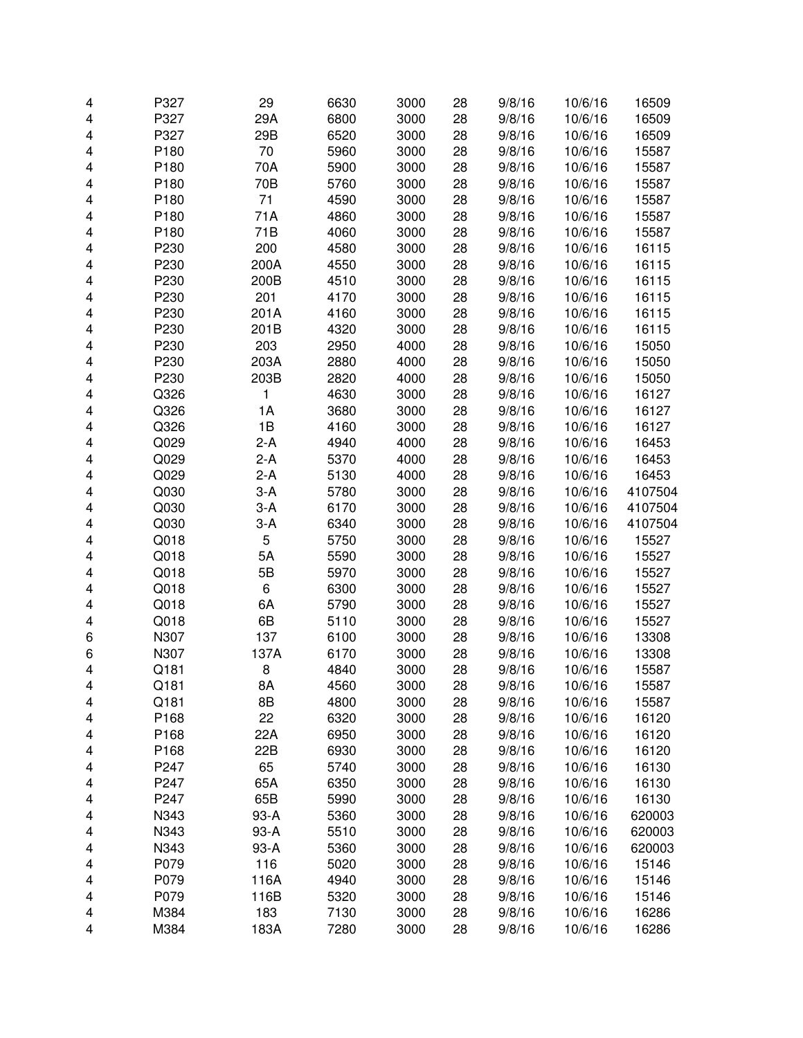| | | | | | | | | |
|---|---|---|---|---|---|---|---|---|
| 4 | P327 | 29 | 6630 | 3000 | 28 | 9/8/16 | 10/6/16 | 16509 |
| 4 | P327 | 29A | 6800 | 3000 | 28 | 9/8/16 | 10/6/16 | 16509 |
| 4 | P327 | 29B | 6520 | 3000 | 28 | 9/8/16 | 10/6/16 | 16509 |
| 4 | P180 | 70 | 5960 | 3000 | 28 | 9/8/16 | 10/6/16 | 15587 |
| 4 | P180 | 70A | 5900 | 3000 | 28 | 9/8/16 | 10/6/16 | 15587 |
| 4 | P180 | 70B | 5760 | 3000 | 28 | 9/8/16 | 10/6/16 | 15587 |
| 4 | P180 | 71 | 4590 | 3000 | 28 | 9/8/16 | 10/6/16 | 15587 |
| 4 | P180 | 71A | 4860 | 3000 | 28 | 9/8/16 | 10/6/16 | 15587 |
| 4 | P180 | 71B | 4060 | 3000 | 28 | 9/8/16 | 10/6/16 | 15587 |
| 4 | P230 | 200 | 4580 | 3000 | 28 | 9/8/16 | 10/6/16 | 16115 |
| 4 | P230 | 200A | 4550 | 3000 | 28 | 9/8/16 | 10/6/16 | 16115 |
| 4 | P230 | 200B | 4510 | 3000 | 28 | 9/8/16 | 10/6/16 | 16115 |
| 4 | P230 | 201 | 4170 | 3000 | 28 | 9/8/16 | 10/6/16 | 16115 |
| 4 | P230 | 201A | 4160 | 3000 | 28 | 9/8/16 | 10/6/16 | 16115 |
| 4 | P230 | 201B | 4320 | 3000 | 28 | 9/8/16 | 10/6/16 | 16115 |
| 4 | P230 | 203 | 2950 | 4000 | 28 | 9/8/16 | 10/6/16 | 15050 |
| 4 | P230 | 203A | 2880 | 4000 | 28 | 9/8/16 | 10/6/16 | 15050 |
| 4 | P230 | 203B | 2820 | 4000 | 28 | 9/8/16 | 10/6/16 | 15050 |
| 4 | Q326 | 1 | 4630 | 3000 | 28 | 9/8/16 | 10/6/16 | 16127 |
| 4 | Q326 | 1A | 3680 | 3000 | 28 | 9/8/16 | 10/6/16 | 16127 |
| 4 | Q326 | 1B | 4160 | 3000 | 28 | 9/8/16 | 10/6/16 | 16127 |
| 4 | Q029 | 2-A | 4940 | 4000 | 28 | 9/8/16 | 10/6/16 | 16453 |
| 4 | Q029 | 2-A | 5370 | 4000 | 28 | 9/8/16 | 10/6/16 | 16453 |
| 4 | Q029 | 2-A | 5130 | 4000 | 28 | 9/8/16 | 10/6/16 | 16453 |
| 4 | Q030 | 3-A | 5780 | 3000 | 28 | 9/8/16 | 10/6/16 | 4107504 |
| 4 | Q030 | 3-A | 6170 | 3000 | 28 | 9/8/16 | 10/6/16 | 4107504 |
| 4 | Q030 | 3-A | 6340 | 3000 | 28 | 9/8/16 | 10/6/16 | 4107504 |
| 4 | Q018 | 5 | 5750 | 3000 | 28 | 9/8/16 | 10/6/16 | 15527 |
| 4 | Q018 | 5A | 5590 | 3000 | 28 | 9/8/16 | 10/6/16 | 15527 |
| 4 | Q018 | 5B | 5970 | 3000 | 28 | 9/8/16 | 10/6/16 | 15527 |
| 4 | Q018 | 6 | 6300 | 3000 | 28 | 9/8/16 | 10/6/16 | 15527 |
| 4 | Q018 | 6A | 5790 | 3000 | 28 | 9/8/16 | 10/6/16 | 15527 |
| 4 | Q018 | 6B | 5110 | 3000 | 28 | 9/8/16 | 10/6/16 | 15527 |
| 6 | N307 | 137 | 6100 | 3000 | 28 | 9/8/16 | 10/6/16 | 13308 |
| 6 | N307 | 137A | 6170 | 3000 | 28 | 9/8/16 | 10/6/16 | 13308 |
| 4 | Q181 | 8 | 4840 | 3000 | 28 | 9/8/16 | 10/6/16 | 15587 |
| 4 | Q181 | 8A | 4560 | 3000 | 28 | 9/8/16 | 10/6/16 | 15587 |
| 4 | Q181 | 8B | 4800 | 3000 | 28 | 9/8/16 | 10/6/16 | 15587 |
| 4 | P168 | 22 | 6320 | 3000 | 28 | 9/8/16 | 10/6/16 | 16120 |
| 4 | P168 | 22A | 6950 | 3000 | 28 | 9/8/16 | 10/6/16 | 16120 |
| 4 | P168 | 22B | 6930 | 3000 | 28 | 9/8/16 | 10/6/16 | 16120 |
| 4 | P247 | 65 | 5740 | 3000 | 28 | 9/8/16 | 10/6/16 | 16130 |
| 4 | P247 | 65A | 6350 | 3000 | 28 | 9/8/16 | 10/6/16 | 16130 |
| 4 | P247 | 65B | 5990 | 3000 | 28 | 9/8/16 | 10/6/16 | 16130 |
| 4 | N343 | 93-A | 5360 | 3000 | 28 | 9/8/16 | 10/6/16 | 620003 |
| 4 | N343 | 93-A | 5510 | 3000 | 28 | 9/8/16 | 10/6/16 | 620003 |
| 4 | N343 | 93-A | 5360 | 3000 | 28 | 9/8/16 | 10/6/16 | 620003 |
| 4 | P079 | 116 | 5020 | 3000 | 28 | 9/8/16 | 10/6/16 | 15146 |
| 4 | P079 | 116A | 4940 | 3000 | 28 | 9/8/16 | 10/6/16 | 15146 |
| 4 | P079 | 116B | 5320 | 3000 | 28 | 9/8/16 | 10/6/16 | 15146 |
| 4 | M384 | 183 | 7130 | 3000 | 28 | 9/8/16 | 10/6/16 | 16286 |
| 4 | M384 | 183A | 7280 | 3000 | 28 | 9/8/16 | 10/6/16 | 16286 |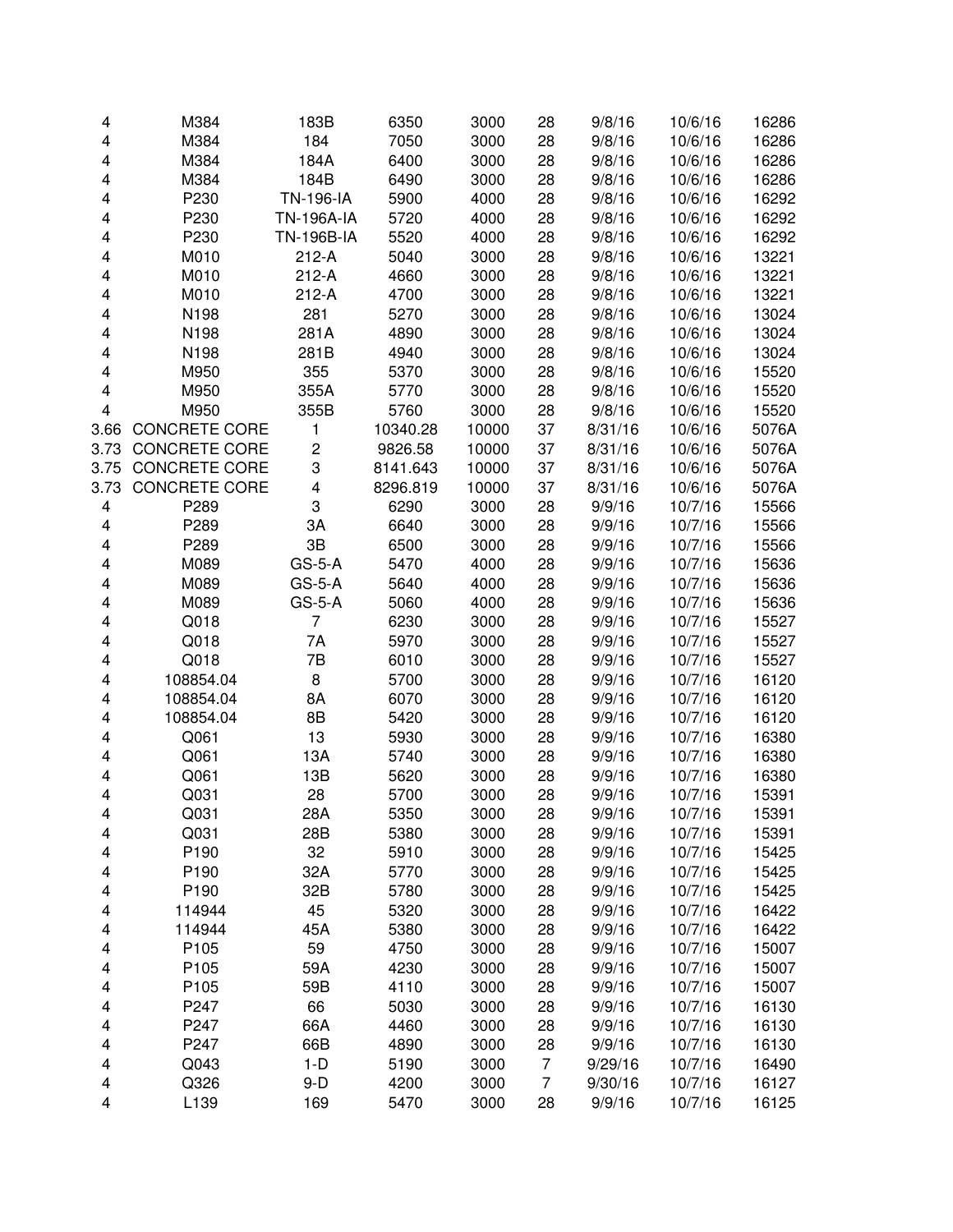| | | | | | | | | |
|---|---|---|---|---|---|---|---|---|
| 4 | M384 | 183B | 6350 | 3000 | 28 | 9/8/16 | 10/6/16 | 16286 |
| 4 | M384 | 184 | 7050 | 3000 | 28 | 9/8/16 | 10/6/16 | 16286 |
| 4 | M384 | 184A | 6400 | 3000 | 28 | 9/8/16 | 10/6/16 | 16286 |
| 4 | M384 | 184B | 6490 | 3000 | 28 | 9/8/16 | 10/6/16 | 16286 |
| 4 | P230 | TN-196-IA | 5900 | 4000 | 28 | 9/8/16 | 10/6/16 | 16292 |
| 4 | P230 | TN-196A-IA | 5720 | 4000 | 28 | 9/8/16 | 10/6/16 | 16292 |
| 4 | P230 | TN-196B-IA | 5520 | 4000 | 28 | 9/8/16 | 10/6/16 | 16292 |
| 4 | M010 | 212-A | 5040 | 3000 | 28 | 9/8/16 | 10/6/16 | 13221 |
| 4 | M010 | 212-A | 4660 | 3000 | 28 | 9/8/16 | 10/6/16 | 13221 |
| 4 | M010 | 212-A | 4700 | 3000 | 28 | 9/8/16 | 10/6/16 | 13221 |
| 4 | N198 | 281 | 5270 | 3000 | 28 | 9/8/16 | 10/6/16 | 13024 |
| 4 | N198 | 281A | 4890 | 3000 | 28 | 9/8/16 | 10/6/16 | 13024 |
| 4 | N198 | 281B | 4940 | 3000 | 28 | 9/8/16 | 10/6/16 | 13024 |
| 4 | M950 | 355 | 5370 | 3000 | 28 | 9/8/16 | 10/6/16 | 15520 |
| 4 | M950 | 355A | 5770 | 3000 | 28 | 9/8/16 | 10/6/16 | 15520 |
| 4 | M950 | 355B | 5760 | 3000 | 28 | 9/8/16 | 10/6/16 | 15520 |
| 3.66 | CONCRETE CORE | 1 | 10340.28 | 10000 | 37 | 8/31/16 | 10/6/16 | 5076A |
| 3.73 | CONCRETE CORE | 2 | 9826.58 | 10000 | 37 | 8/31/16 | 10/6/16 | 5076A |
| 3.75 | CONCRETE CORE | 3 | 8141.643 | 10000 | 37 | 8/31/16 | 10/6/16 | 5076A |
| 3.73 | CONCRETE CORE | 4 | 8296.819 | 10000 | 37 | 8/31/16 | 10/6/16 | 5076A |
| 4 | P289 | 3 | 6290 | 3000 | 28 | 9/9/16 | 10/7/16 | 15566 |
| 4 | P289 | 3A | 6640 | 3000 | 28 | 9/9/16 | 10/7/16 | 15566 |
| 4 | P289 | 3B | 6500 | 3000 | 28 | 9/9/16 | 10/7/16 | 15566 |
| 4 | M089 | GS-5-A | 5470 | 4000 | 28 | 9/9/16 | 10/7/16 | 15636 |
| 4 | M089 | GS-5-A | 5640 | 4000 | 28 | 9/9/16 | 10/7/16 | 15636 |
| 4 | M089 | GS-5-A | 5060 | 4000 | 28 | 9/9/16 | 10/7/16 | 15636 |
| 4 | Q018 | 7 | 6230 | 3000 | 28 | 9/9/16 | 10/7/16 | 15527 |
| 4 | Q018 | 7A | 5970 | 3000 | 28 | 9/9/16 | 10/7/16 | 15527 |
| 4 | Q018 | 7B | 6010 | 3000 | 28 | 9/9/16 | 10/7/16 | 15527 |
| 4 | 108854.04 | 8 | 5700 | 3000 | 28 | 9/9/16 | 10/7/16 | 16120 |
| 4 | 108854.04 | 8A | 6070 | 3000 | 28 | 9/9/16 | 10/7/16 | 16120 |
| 4 | 108854.04 | 8B | 5420 | 3000 | 28 | 9/9/16 | 10/7/16 | 16120 |
| 4 | Q061 | 13 | 5930 | 3000 | 28 | 9/9/16 | 10/7/16 | 16380 |
| 4 | Q061 | 13A | 5740 | 3000 | 28 | 9/9/16 | 10/7/16 | 16380 |
| 4 | Q061 | 13B | 5620 | 3000 | 28 | 9/9/16 | 10/7/16 | 16380 |
| 4 | Q031 | 28 | 5700 | 3000 | 28 | 9/9/16 | 10/7/16 | 15391 |
| 4 | Q031 | 28A | 5350 | 3000 | 28 | 9/9/16 | 10/7/16 | 15391 |
| 4 | Q031 | 28B | 5380 | 3000 | 28 | 9/9/16 | 10/7/16 | 15391 |
| 4 | P190 | 32 | 5910 | 3000 | 28 | 9/9/16 | 10/7/16 | 15425 |
| 4 | P190 | 32A | 5770 | 3000 | 28 | 9/9/16 | 10/7/16 | 15425 |
| 4 | P190 | 32B | 5780 | 3000 | 28 | 9/9/16 | 10/7/16 | 15425 |
| 4 | 114944 | 45 | 5320 | 3000 | 28 | 9/9/16 | 10/7/16 | 16422 |
| 4 | 114944 | 45A | 5380 | 3000 | 28 | 9/9/16 | 10/7/16 | 16422 |
| 4 | P105 | 59 | 4750 | 3000 | 28 | 9/9/16 | 10/7/16 | 15007 |
| 4 | P105 | 59A | 4230 | 3000 | 28 | 9/9/16 | 10/7/16 | 15007 |
| 4 | P105 | 59B | 4110 | 3000 | 28 | 9/9/16 | 10/7/16 | 15007 |
| 4 | P247 | 66 | 5030 | 3000 | 28 | 9/9/16 | 10/7/16 | 16130 |
| 4 | P247 | 66A | 4460 | 3000 | 28 | 9/9/16 | 10/7/16 | 16130 |
| 4 | P247 | 66B | 4890 | 3000 | 28 | 9/9/16 | 10/7/16 | 16130 |
| 4 | Q043 | 1-D | 5190 | 3000 | 7 | 9/29/16 | 10/7/16 | 16490 |
| 4 | Q326 | 9-D | 4200 | 3000 | 7 | 9/30/16 | 10/7/16 | 16127 |
| 4 | L139 | 169 | 5470 | 3000 | 28 | 9/9/16 | 10/7/16 | 16125 |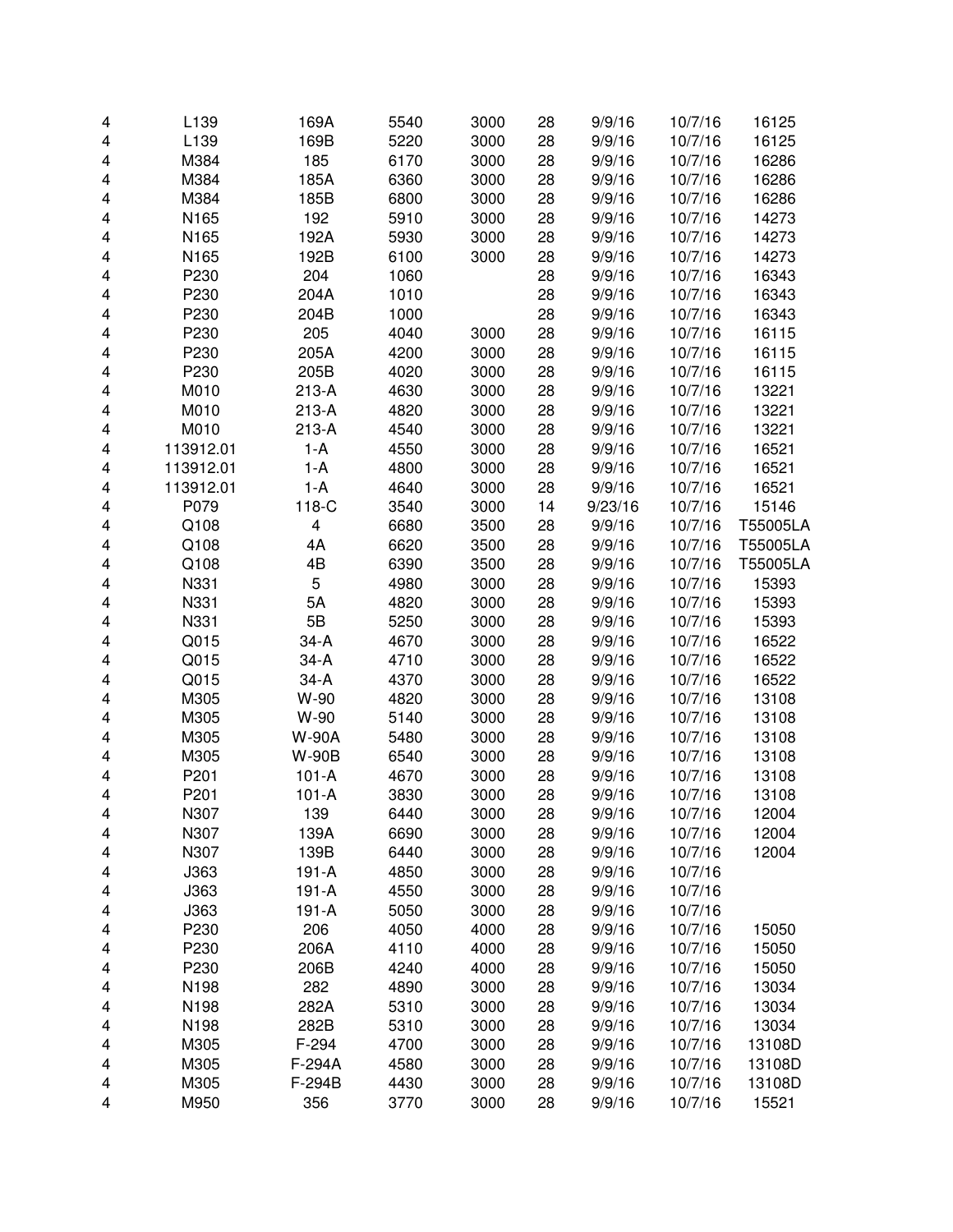| | | | | | | | | |
|---|---|---|---|---|---|---|---|---|
| 4 | L139 | 169A | 5540 | 3000 | 28 | 9/9/16 | 10/7/16 | 16125 |
| 4 | L139 | 169B | 5220 | 3000 | 28 | 9/9/16 | 10/7/16 | 16125 |
| 4 | M384 | 185 | 6170 | 3000 | 28 | 9/9/16 | 10/7/16 | 16286 |
| 4 | M384 | 185A | 6360 | 3000 | 28 | 9/9/16 | 10/7/16 | 16286 |
| 4 | M384 | 185B | 6800 | 3000 | 28 | 9/9/16 | 10/7/16 | 16286 |
| 4 | N165 | 192 | 5910 | 3000 | 28 | 9/9/16 | 10/7/16 | 14273 |
| 4 | N165 | 192A | 5930 | 3000 | 28 | 9/9/16 | 10/7/16 | 14273 |
| 4 | N165 | 192B | 6100 | 3000 | 28 | 9/9/16 | 10/7/16 | 14273 |
| 4 | P230 | 204 | 1060 | | 28 | 9/9/16 | 10/7/16 | 16343 |
| 4 | P230 | 204A | 1010 | | 28 | 9/9/16 | 10/7/16 | 16343 |
| 4 | P230 | 204B | 1000 | | 28 | 9/9/16 | 10/7/16 | 16343 |
| 4 | P230 | 205 | 4040 | 3000 | 28 | 9/9/16 | 10/7/16 | 16115 |
| 4 | P230 | 205A | 4200 | 3000 | 28 | 9/9/16 | 10/7/16 | 16115 |
| 4 | P230 | 205B | 4020 | 3000 | 28 | 9/9/16 | 10/7/16 | 16115 |
| 4 | M010 | 213-A | 4630 | 3000 | 28 | 9/9/16 | 10/7/16 | 13221 |
| 4 | M010 | 213-A | 4820 | 3000 | 28 | 9/9/16 | 10/7/16 | 13221 |
| 4 | M010 | 213-A | 4540 | 3000 | 28 | 9/9/16 | 10/7/16 | 13221 |
| 4 | 113912.01 | 1-A | 4550 | 3000 | 28 | 9/9/16 | 10/7/16 | 16521 |
| 4 | 113912.01 | 1-A | 4800 | 3000 | 28 | 9/9/16 | 10/7/16 | 16521 |
| 4 | 113912.01 | 1-A | 4640 | 3000 | 28 | 9/9/16 | 10/7/16 | 16521 |
| 4 | P079 | 118-C | 3540 | 3000 | 14 | 9/23/16 | 10/7/16 | 15146 |
| 4 | Q108 | 4 | 6680 | 3500 | 28 | 9/9/16 | 10/7/16 | T55005LA |
| 4 | Q108 | 4A | 6620 | 3500 | 28 | 9/9/16 | 10/7/16 | T55005LA |
| 4 | Q108 | 4B | 6390 | 3500 | 28 | 9/9/16 | 10/7/16 | T55005LA |
| 4 | N331 | 5 | 4980 | 3000 | 28 | 9/9/16 | 10/7/16 | 15393 |
| 4 | N331 | 5A | 4820 | 3000 | 28 | 9/9/16 | 10/7/16 | 15393 |
| 4 | N331 | 5B | 5250 | 3000 | 28 | 9/9/16 | 10/7/16 | 15393 |
| 4 | Q015 | 34-A | 4670 | 3000 | 28 | 9/9/16 | 10/7/16 | 16522 |
| 4 | Q015 | 34-A | 4710 | 3000 | 28 | 9/9/16 | 10/7/16 | 16522 |
| 4 | Q015 | 34-A | 4370 | 3000 | 28 | 9/9/16 | 10/7/16 | 16522 |
| 4 | M305 | W-90 | 4820 | 3000 | 28 | 9/9/16 | 10/7/16 | 13108 |
| 4 | M305 | W-90 | 5140 | 3000 | 28 | 9/9/16 | 10/7/16 | 13108 |
| 4 | M305 | W-90A | 5480 | 3000 | 28 | 9/9/16 | 10/7/16 | 13108 |
| 4 | M305 | W-90B | 6540 | 3000 | 28 | 9/9/16 | 10/7/16 | 13108 |
| 4 | P201 | 101-A | 4670 | 3000 | 28 | 9/9/16 | 10/7/16 | 13108 |
| 4 | P201 | 101-A | 3830 | 3000 | 28 | 9/9/16 | 10/7/16 | 13108 |
| 4 | N307 | 139 | 6440 | 3000 | 28 | 9/9/16 | 10/7/16 | 12004 |
| 4 | N307 | 139A | 6690 | 3000 | 28 | 9/9/16 | 10/7/16 | 12004 |
| 4 | N307 | 139B | 6440 | 3000 | 28 | 9/9/16 | 10/7/16 | 12004 |
| 4 | J363 | 191-A | 4850 | 3000 | 28 | 9/9/16 | 10/7/16 | |
| 4 | J363 | 191-A | 4550 | 3000 | 28 | 9/9/16 | 10/7/16 | |
| 4 | J363 | 191-A | 5050 | 3000 | 28 | 9/9/16 | 10/7/16 | |
| 4 | P230 | 206 | 4050 | 4000 | 28 | 9/9/16 | 10/7/16 | 15050 |
| 4 | P230 | 206A | 4110 | 4000 | 28 | 9/9/16 | 10/7/16 | 15050 |
| 4 | P230 | 206B | 4240 | 4000 | 28 | 9/9/16 | 10/7/16 | 15050 |
| 4 | N198 | 282 | 4890 | 3000 | 28 | 9/9/16 | 10/7/16 | 13034 |
| 4 | N198 | 282A | 5310 | 3000 | 28 | 9/9/16 | 10/7/16 | 13034 |
| 4 | N198 | 282B | 5310 | 3000 | 28 | 9/9/16 | 10/7/16 | 13034 |
| 4 | M305 | F-294 | 4700 | 3000 | 28 | 9/9/16 | 10/7/16 | 13108D |
| 4 | M305 | F-294A | 4580 | 3000 | 28 | 9/9/16 | 10/7/16 | 13108D |
| 4 | M305 | F-294B | 4430 | 3000 | 28 | 9/9/16 | 10/7/16 | 13108D |
| 4 | M950 | 356 | 3770 | 3000 | 28 | 9/9/16 | 10/7/16 | 15521 |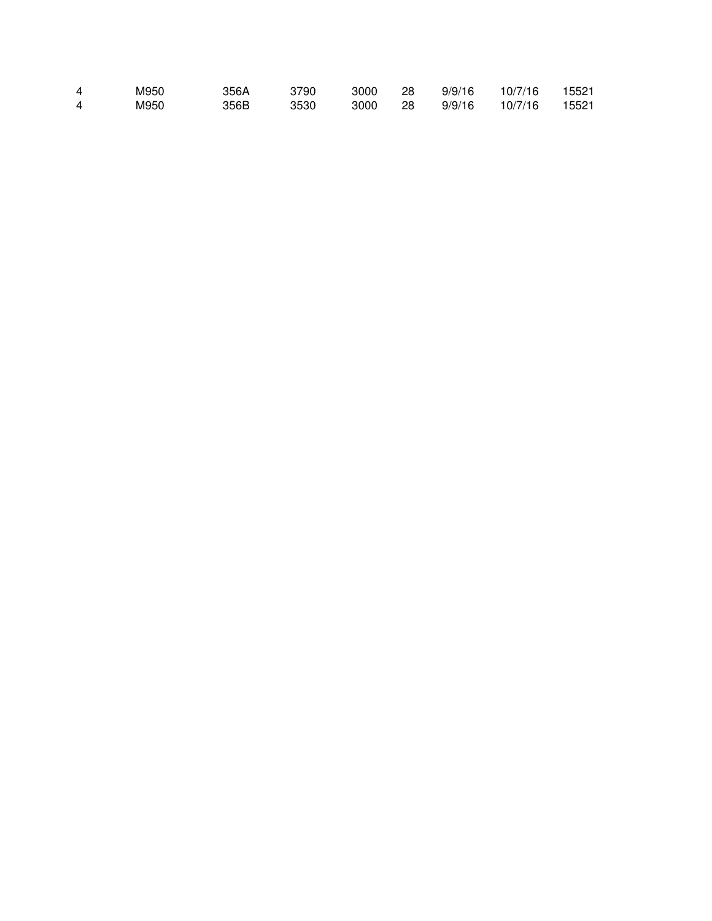| | | | | | | | | |
|---|---|---|---|---|---|---|---|---|
| 4 | M950 | 356A | 3790 | 3000 | 28 | 9/9/16 | 10/7/16 | 15521 |
| 4 | M950 | 356B | 3530 | 3000 | 28 | 9/9/16 | 10/7/16 | 15521 |